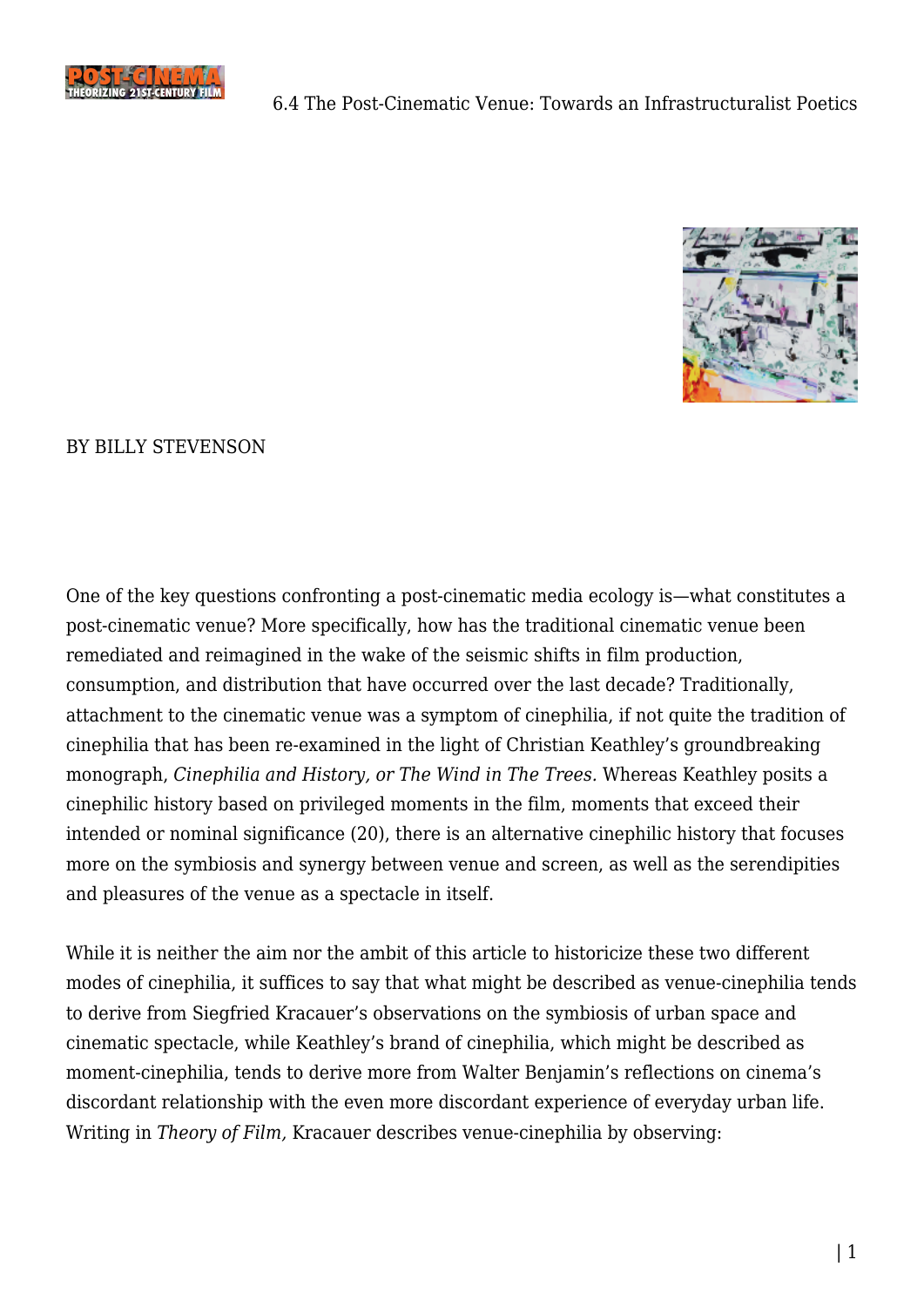BY BILLY STEVENSON

One of the key questions confronting a post-cinematic media ecology is—what constitutes a post-cinematic venue? More specifically, how has the traditional cinematic venue been remediated and reimagined in the wake of the seismic shifts in film production, consumption, and distribution that have occurred over the last decade? Traditionally, attachment to the cinematic venue was a symptom of cinephilia, if not quite the tradition of cinephilia that has been re-examined in the light of Christian Keathley's groundbreaking monograph, *Cinephilia and History, or The Wind in The Trees.* Whereas Keathley posits a cinephilic history based on privileged moments in the film, moments that exceed their intended or nominal significance (20), there is an alternative cinephilic history that focuses more on the symbiosis and synergy between venue and screen, as well as the serendipities and pleasures of the venue as a spectacle in itself.

While it is neither the aim nor the ambit of this article to historicize these two different modes of cinephilia, it suffices to say that what might be described as venue-cinephilia tends to derive from Siegfried Kracauer's observations on the symbiosis of urban space and cinematic spectacle, while Keathley's brand of cinephilia, which might be described as moment-cinephilia, tends to derive more from Walter Benjamin's reflections on cinema's discordant relationship with the even more discordant experience of everyday urban life. Writing in *Theory of Film,* Kracauer describes venue-cinephilia by observing: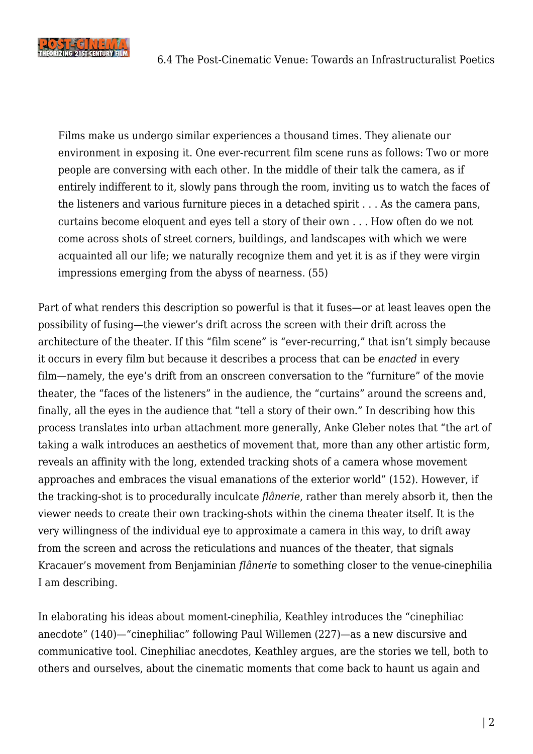> Films make us undergo similar experiences a thousand times. They alienate our environment in exposing it. One ever-recurrent film scene runs as follows: Two or more people are conversing with each other. In the middle of their talk the camera, as if entirely indifferent to it, slowly pans through the room, inviting us to watch the faces of the listeners and various furniture pieces in a detached spirit . . . As the camera pans, curtains become eloquent and eyes tell a story of their own . . . How often do we not come across shots of street corners, buildings, and landscapes with which we were acquainted all our life; we naturally recognize them and yet it is as if they were virgin impressions emerging from the abyss of nearness. (55)

Part of what renders this description so powerful is that it fuses—or at least leaves open the possibility of fusing—the viewer's drift across the screen with their drift across the architecture of the theater. If this "film scene" is "ever-recurring," that isn't simply because it occurs in every film but because it describes a process that can be *enacted* in every film—namely, the eye's drift from an onscreen conversation to the "furniture" of the movie theater, the "faces of the listeners" in the audience, the "curtains" around the screens and, finally, all the eyes in the audience that "tell a story of their own." In describing how this process translates into urban attachment more generally, Anke Gleber notes that "the art of taking a walk introduces an aesthetics of movement that, more than any other artistic form, reveals an affinity with the long, extended tracking shots of a camera whose movement approaches and embraces the visual emanations of the exterior world" (152). However, if the tracking-shot is to procedurally inculcate *flânerie*, rather than merely absorb it, then the viewer needs to create their own tracking-shots within the cinema theater itself. It is the very willingness of the individual eye to approximate a camera in this way, to drift away from the screen and across the reticulations and nuances of the theater, that signals Kracauer's movement from Benjaminian *flânerie* to something closer to the venue-cinephilia I am describing.

In elaborating his ideas about moment-cinephilia, Keathley introduces the "cinephiliac anecdote" (140)—"cinephiliac" following Paul Willemen (227)—as a new discursive and communicative tool. Cinephiliac anecdotes, Keathley argues, are the stories we tell, both to others and ourselves, about the cinematic moments that come back to haunt us again and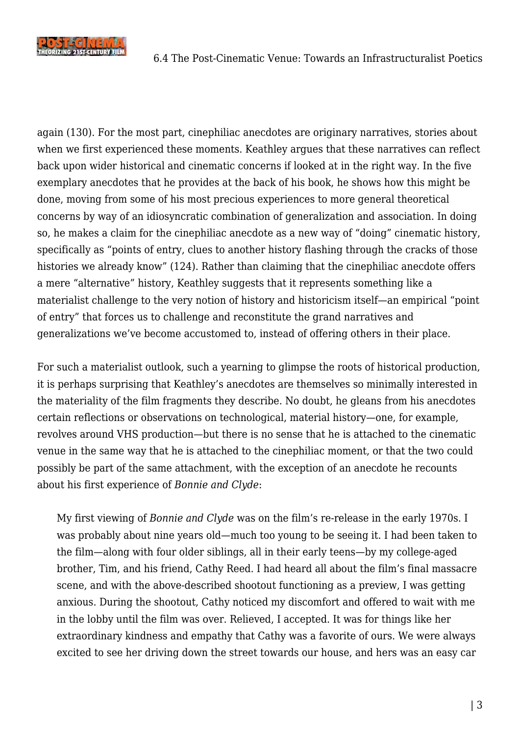again (130). For the most part, cinephiliac anecdotes are originary narratives, stories about when we first experienced these moments. Keathley argues that these narratives can reflect back upon wider historical and cinematic concerns if looked at in the right way. In the five exemplary anecdotes that he provides at the back of his book, he shows how this might be done, moving from some of his most precious experiences to more general theoretical concerns by way of an idiosyncratic combination of generalization and association. In doing so, he makes a claim for the cinephiliac anecdote as a new way of "doing" cinematic history, specifically as "points of entry, clues to another history flashing through the cracks of those histories we already know" (124). Rather than claiming that the cinephiliac anecdote offers a mere "alternative" history, Keathley suggests that it represents something like a materialist challenge to the very notion of history and historicism itself—an empirical "point of entry" that forces us to challenge and reconstitute the grand narratives and generalizations we've become accustomed to, instead of offering others in their place.

For such a materialist outlook, such a yearning to glimpse the roots of historical production, it is perhaps surprising that Keathley's anecdotes are themselves so minimally interested in the materiality of the film fragments they describe. No doubt, he gleans from his anecdotes certain reflections or observations on technological, material history—one, for example, revolves around VHS production—but there is no sense that he is attached to the cinematic venue in the same way that he is attached to the cinephiliac moment, or that the two could possibly be part of the same attachment, with the exception of an anecdote he recounts about his first experience of *Bonnie and Clyde*:

> My first viewing of *Bonnie and Clyde* was on the film's re-release in the early 1970s. I was probably about nine years old—much too young to be seeing it. I had been taken to the film—along with four older siblings, all in their early teens—by my college-aged brother, Tim, and his friend, Cathy Reed. I had heard all about the film's final massacre scene, and with the above-described shootout functioning as a preview, I was getting anxious. During the shootout, Cathy noticed my discomfort and offered to wait with me in the lobby until the film was over. Relieved, I accepted. It was for things like her extraordinary kindness and empathy that Cathy was a favorite of ours. We were always excited to see her driving down the street towards our house, and hers was an easy car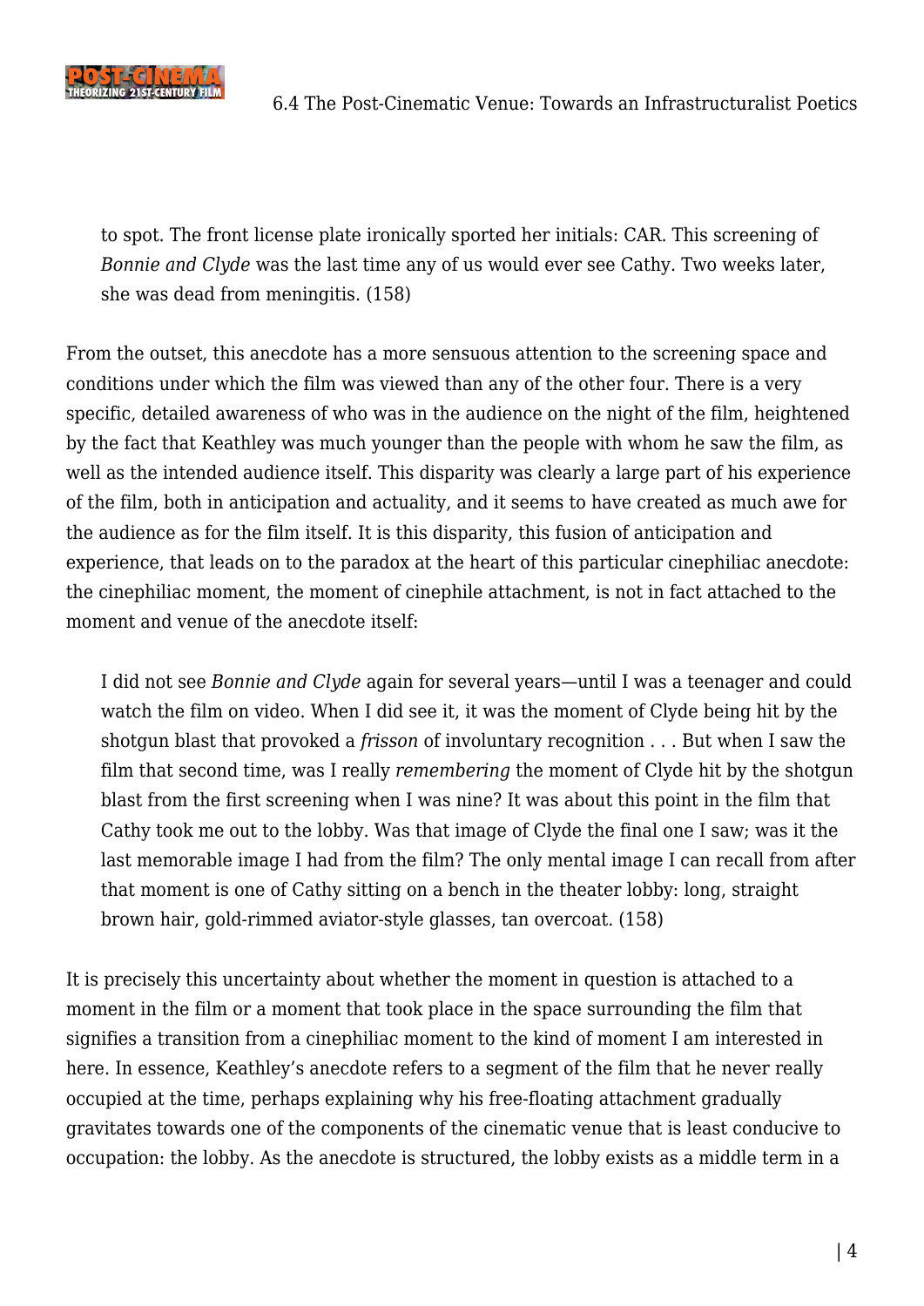> to spot. The front license plate ironically sported her initials: CAR. This screening of *Bonnie and Clyde* was the last time any of us would ever see Cathy. Two weeks later, she was dead from meningitis. (158)

From the outset, this anecdote has a more sensuous attention to the screening space and conditions under which the film was viewed than any of the other four. There is a very specific, detailed awareness of who was in the audience on the night of the film, heightened by the fact that Keathley was much younger than the people with whom he saw the film, as well as the intended audience itself. This disparity was clearly a large part of his experience of the film, both in anticipation and actuality, and it seems to have created as much awe for the audience as for the film itself. It is this disparity, this fusion of anticipation and experience, that leads on to the paradox at the heart of this particular cinephiliac anecdote: the cinephiliac moment, the moment of cinephile attachment, is not in fact attached to the moment and venue of the anecdote itself:

> I did not see *Bonnie and Clyde* again for several years—until I was a teenager and could watch the film on video. When I did see it, it was the moment of Clyde being hit by the shotgun blast that provoked a *frisson* of involuntary recognition . . . But when I saw the film that second time, was I really *remembering* the moment of Clyde hit by the shotgun blast from the first screening when I was nine? It was about this point in the film that Cathy took me out to the lobby. Was that image of Clyde the final one I saw; was it the last memorable image I had from the film? The only mental image I can recall from after that moment is one of Cathy sitting on a bench in the theater lobby: long, straight brown hair, gold-rimmed aviator-style glasses, tan overcoat. (158)

It is precisely this uncertainty about whether the moment in question is attached to a moment in the film or a moment that took place in the space surrounding the film that signifies a transition from a cinephiliac moment to the kind of moment I am interested in here. In essence, Keathley's anecdote refers to a segment of the film that he never really occupied at the time, perhaps explaining why his free-floating attachment gradually gravitates towards one of the components of the cinematic venue that is least conducive to occupation: the lobby. As the anecdote is structured, the lobby exists as a middle term in a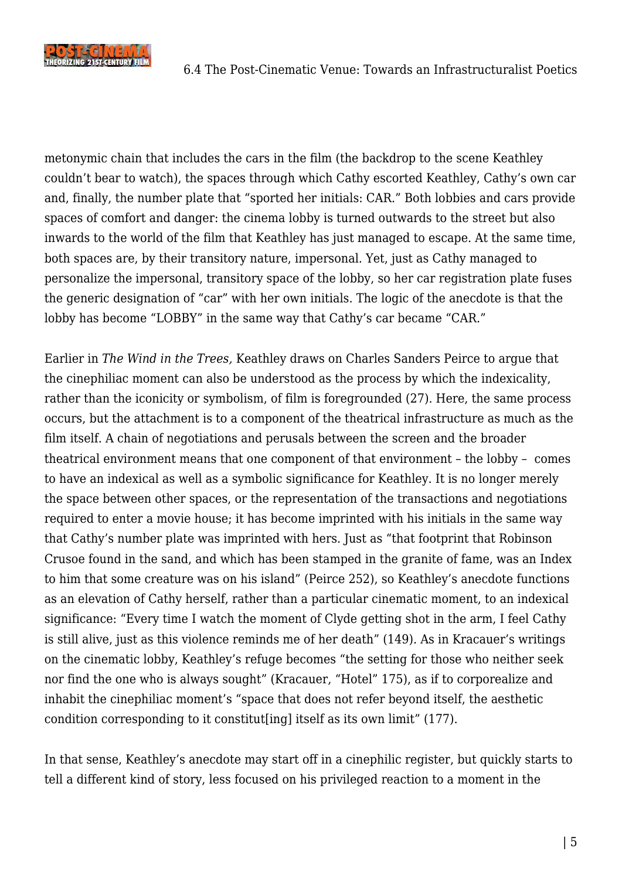metonymic chain that includes the cars in the film (the backdrop to the scene Keathley couldn't bear to watch), the spaces through which Cathy escorted Keathley, Cathy's own car and, finally, the number plate that "sported her initials: CAR." Both lobbies and cars provide spaces of comfort and danger: the cinema lobby is turned outwards to the street but also inwards to the world of the film that Keathley has just managed to escape. At the same time, both spaces are, by their transitory nature, impersonal. Yet, just as Cathy managed to personalize the impersonal, transitory space of the lobby, so her car registration plate fuses the generic designation of "car" with her own initials. The logic of the anecdote is that the lobby has become "LOBBY" in the same way that Cathy's car became "CAR."

Earlier in *The Wind in the Trees,* Keathley draws on Charles Sanders Peirce to argue that the cinephiliac moment can also be understood as the process by which the indexicality, rather than the iconicity or symbolism, of film is foregrounded (27). Here, the same process occurs, but the attachment is to a component of the theatrical infrastructure as much as the film itself. A chain of negotiations and perusals between the screen and the broader theatrical environment means that one component of that environment – the lobby – comes to have an indexical as well as a symbolic significance for Keathley. It is no longer merely the space between other spaces, or the representation of the transactions and negotiations required to enter a movie house; it has become imprinted with his initials in the same way that Cathy's number plate was imprinted with hers. Just as "that footprint that Robinson Crusoe found in the sand, and which has been stamped in the granite of fame, was an Index to him that some creature was on his island" (Peirce 252), so Keathley's anecdote functions as an elevation of Cathy herself, rather than a particular cinematic moment, to an indexical significance: "Every time I watch the moment of Clyde getting shot in the arm, I feel Cathy is still alive, just as this violence reminds me of her death" (149). As in Kracauer's writings on the cinematic lobby, Keathley's refuge becomes "the setting for those who neither seek nor find the one who is always sought" (Kracauer, "Hotel" 175), as if to corporealize and inhabit the cinephiliac moment's "space that does not refer beyond itself, the aesthetic condition corresponding to it constitut[ing] itself as its own limit" (177).

In that sense, Keathley's anecdote may start off in a cinephilic register, but quickly starts to tell a different kind of story, less focused on his privileged reaction to a moment in the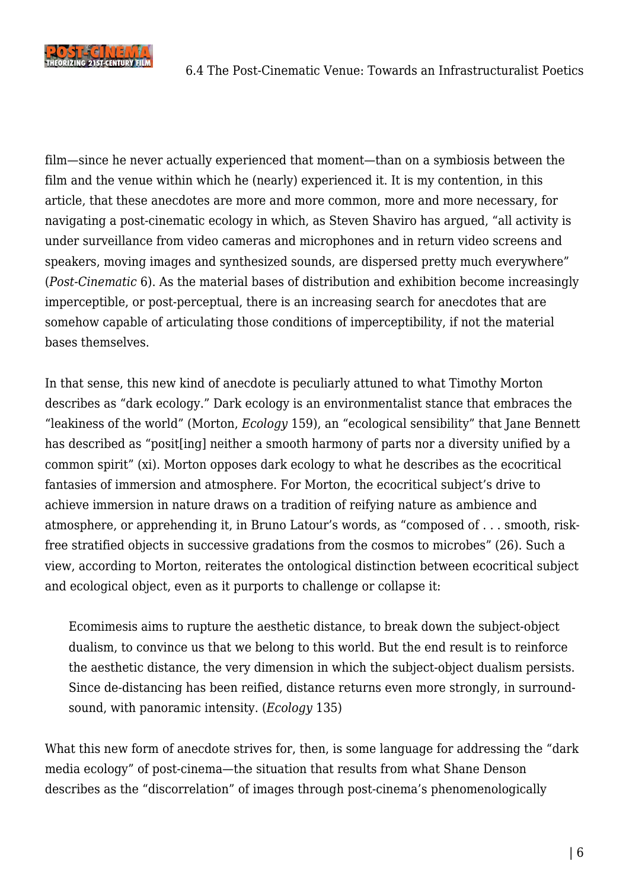film—since he never actually experienced that moment—than on a symbiosis between the film and the venue within which he (nearly) experienced it. It is my contention, in this article, that these anecdotes are more and more common, more and more necessary, for navigating a post-cinematic ecology in which, as Steven Shaviro has argued, "all activity is under surveillance from video cameras and microphones and in return video screens and speakers, moving images and synthesized sounds, are dispersed pretty much everywhere" (*Post-Cinematic* 6). As the material bases of distribution and exhibition become increasingly imperceptible, or post-perceptual, there is an increasing search for anecdotes that are somehow capable of articulating those conditions of imperceptibility, if not the material bases themselves.

In that sense, this new kind of anecdote is peculiarly attuned to what Timothy Morton describes as "dark ecology." Dark ecology is an environmentalist stance that embraces the "leakiness of the world" (Morton, *Ecology* 159), an "ecological sensibility" that Jane Bennett has described as "posit[ing] neither a smooth harmony of parts nor a diversity unified by a common spirit" (xi). Morton opposes dark ecology to what he describes as the ecocritical fantasies of immersion and atmosphere. For Morton, the ecocritical subject's drive to achieve immersion in nature draws on a tradition of reifying nature as ambience and atmosphere, or apprehending it, in Bruno Latour's words, as "composed of . . . smooth, risk-free stratified objects in successive gradations from the cosmos to microbes" (26). Such a view, according to Morton, reiterates the ontological distinction between ecocritical subject and ecological object, even as it purports to challenge or collapse it:

> Ecomimesis aims to rupture the aesthetic distance, to break down the subject-object dualism, to convince us that we belong to this world. But the end result is to reinforce the aesthetic distance, the very dimension in which the subject-object dualism persists. Since de-distancing has been reified, distance returns even more strongly, in surround-sound, with panoramic intensity. (*Ecology* 135)

What this new form of anecdote strives for, then, is some language for addressing the "dark media ecology" of post-cinema—the situation that results from what Shane Denson describes as the "discorrelation" of images through post-cinema's phenomenologically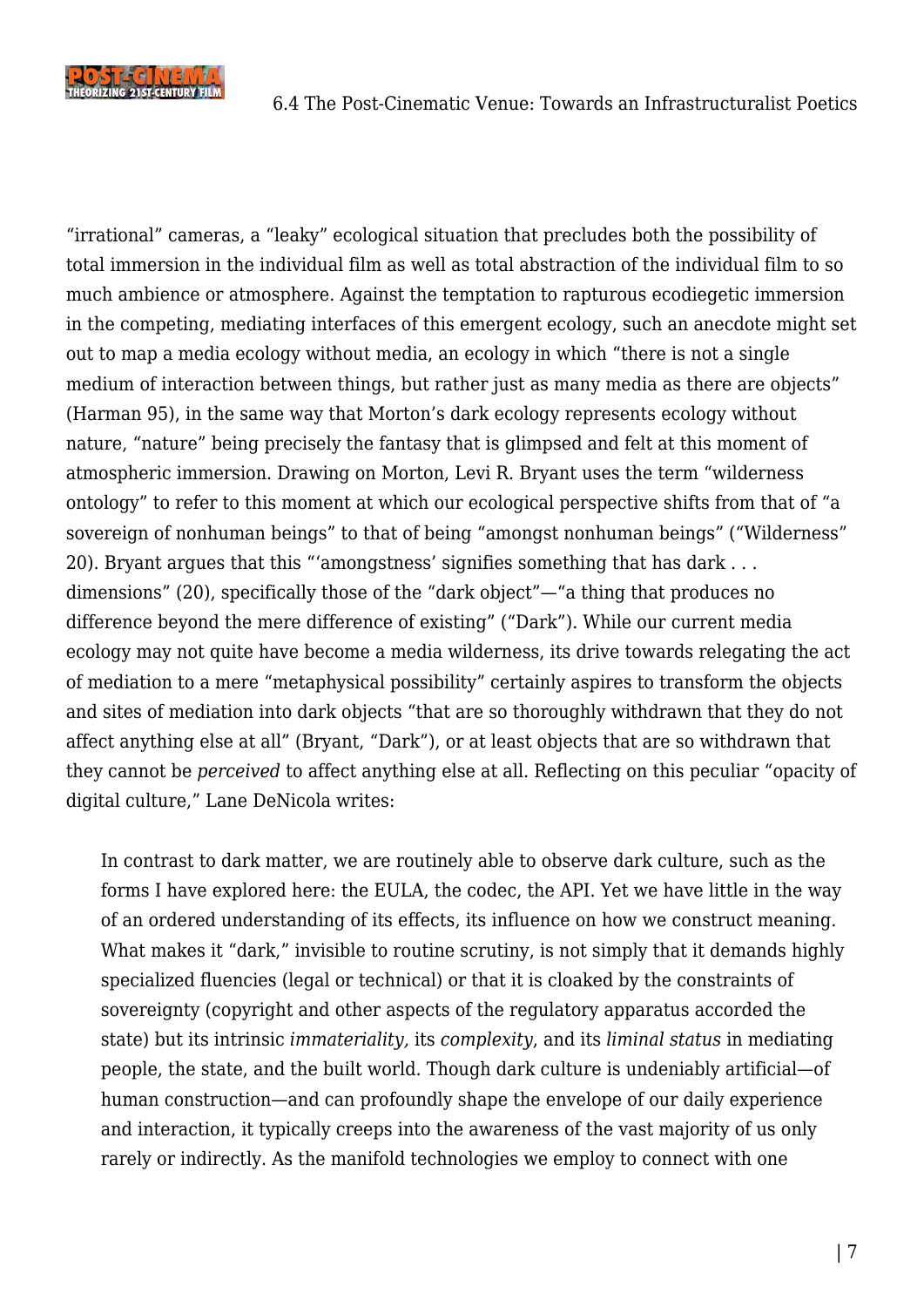“irrational” cameras, a “leaky” ecological situation that precludes both the possibility of total immersion in the individual film as well as total abstraction of the individual film to so much ambience or atmosphere. Against the temptation to rapturous ecodiegetic immersion in the competing, mediating interfaces of this emergent ecology, such an anecdote might set out to map a media ecology without media, an ecology in which “there is not a single medium of interaction between things, but rather just as many media as there are objects” (Harman 95), in the same way that Morton’s dark ecology represents ecology without nature, “nature” being precisely the fantasy that is glimpsed and felt at this moment of atmospheric immersion. Drawing on Morton, Levi R. Bryant uses the term “wilderness ontology” to refer to this moment at which our ecological perspective shifts from that of “a sovereign of nonhuman beings” to that of being “amongst nonhuman beings” (“Wilderness” 20). Bryant argues that this “‘amongstness’ signifies something that has dark . . . dimensions” (20), specifically those of the “dark object”—“a thing that produces no difference beyond the mere difference of existing” (“Dark”). While our current media ecology may not quite have become a media wilderness, its drive towards relegating the act of mediation to a mere “metaphysical possibility” certainly aspires to transform the objects and sites of mediation into dark objects “that are so thoroughly withdrawn that they do not affect anything else at all” (Bryant, “Dark”), or at least objects that are so withdrawn that they cannot be *perceived* to affect anything else at all. Reflecting on this peculiar “opacity of digital culture,” Lane DeNicola writes:

> In contrast to dark matter, we are routinely able to observe dark culture, such as the forms I have explored here: the EULA, the codec, the API. Yet we have little in the way of an ordered understanding of its effects, its influence on how we construct meaning. What makes it “dark,” invisible to routine scrutiny, is not simply that it demands highly specialized fluencies (legal or technical) or that it is cloaked by the constraints of sovereignty (copyright and other aspects of the regulatory apparatus accorded the state) but its intrinsic *immateriality,* its *complexity*, and its *liminal status* in mediating people, the state, and the built world. Though dark culture is undeniably artificial—of human construction—and can profoundly shape the envelope of our daily experience and interaction, it typically creeps into the awareness of the vast majority of us only rarely or indirectly. As the manifold technologies we employ to connect with one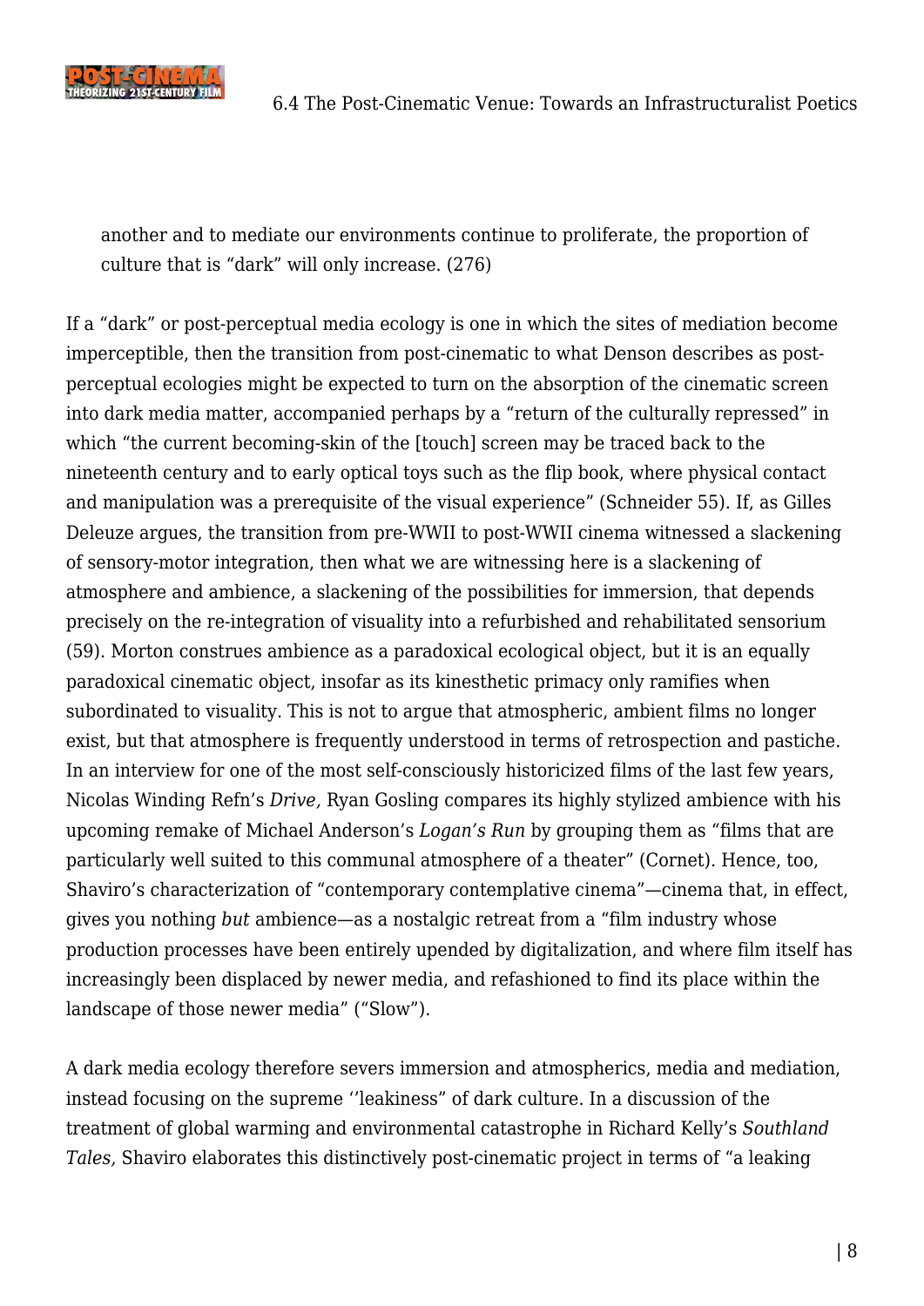another and to mediate our environments continue to proliferate, the proportion of culture that is "dark" will only increase. (276)

If a "dark" or post-perceptual media ecology is one in which the sites of mediation become imperceptible, then the transition from post-cinematic to what Denson describes as post-perceptual ecologies might be expected to turn on the absorption of the cinematic screen into dark media matter, accompanied perhaps by a "return of the culturally repressed" in which "the current becoming-skin of the [touch] screen may be traced back to the nineteenth century and to early optical toys such as the flip book, where physical contact and manipulation was a prerequisite of the visual experience" (Schneider 55). If, as Gilles Deleuze argues, the transition from pre-WWII to post-WWII cinema witnessed a slackening of sensory-motor integration, then what we are witnessing here is a slackening of atmosphere and ambience, a slackening of the possibilities for immersion, that depends precisely on the re-integration of visuality into a refurbished and rehabilitated sensorium (59). Morton construes ambience as a paradoxical ecological object, but it is an equally paradoxical cinematic object, insofar as its kinesthetic primacy only ramifies when subordinated to visuality. This is not to argue that atmospheric, ambient films no longer exist, but that atmosphere is frequently understood in terms of retrospection and pastiche. In an interview for one of the most self-consciously historicized films of the last few years, Nicolas Winding Refn's *Drive,* Ryan Gosling compares its highly stylized ambience with his upcoming remake of Michael Anderson's *Logan's Run* by grouping them as "films that are particularly well suited to this communal atmosphere of a theater" (Cornet). Hence, too, Shaviro's characterization of "contemporary contemplative cinema"—cinema that, in effect, gives you nothing *but* ambience—as a nostalgic retreat from a "film industry whose production processes have been entirely upended by digitalization, and where film itself has increasingly been displaced by newer media, and refashioned to find its place within the landscape of those newer media" ("Slow").

A dark media ecology therefore severs immersion and atmospherics, media and mediation, instead focusing on the supreme ''leakiness" of dark culture. In a discussion of the treatment of global warming and environmental catastrophe in Richard Kelly's *Southland Tales,* Shaviro elaborates this distinctively post-cinematic project in terms of "a leaking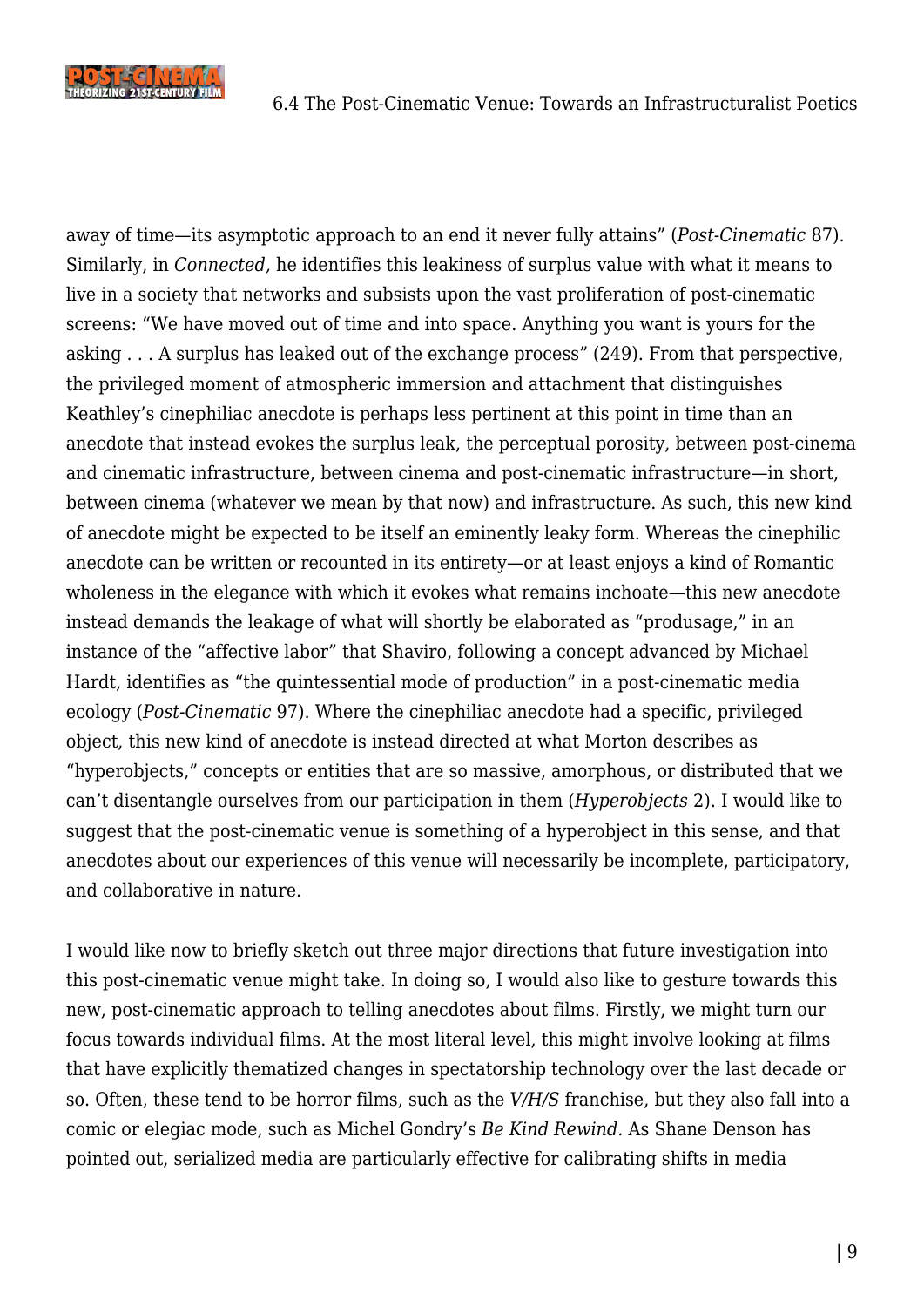away of time—its asymptotic approach to an end it never fully attains" (*Post-Cinematic* 87). Similarly, in *Connected,* he identifies this leakiness of surplus value with what it means to live in a society that networks and subsists upon the vast proliferation of post-cinematic screens: "We have moved out of time and into space. Anything you want is yours for the asking . . . A surplus has leaked out of the exchange process" (249). From that perspective, the privileged moment of atmospheric immersion and attachment that distinguishes Keathley's cinephiliac anecdote is perhaps less pertinent at this point in time than an anecdote that instead evokes the surplus leak, the perceptual porosity, between post-cinema and cinematic infrastructure, between cinema and post-cinematic infrastructure—in short, between cinema (whatever we mean by that now) and infrastructure. As such, this new kind of anecdote might be expected to be itself an eminently leaky form. Whereas the cinephilic anecdote can be written or recounted in its entirety—or at least enjoys a kind of Romantic wholeness in the elegance with which it evokes what remains inchoate—this new anecdote instead demands the leakage of what will shortly be elaborated as "produsage," in an instance of the "affective labor" that Shaviro, following a concept advanced by Michael Hardt, identifies as "the quintessential mode of production" in a post-cinematic media ecology (*Post-Cinematic* 97). Where the cinephiliac anecdote had a specific, privileged object, this new kind of anecdote is instead directed at what Morton describes as "hyperobjects," concepts or entities that are so massive, amorphous, or distributed that we can't disentangle ourselves from our participation in them (*Hyperobjects* 2). I would like to suggest that the post-cinematic venue is something of a hyperobject in this sense, and that anecdotes about our experiences of this venue will necessarily be incomplete, participatory, and collaborative in nature.

I would like now to briefly sketch out three major directions that future investigation into this post-cinematic venue might take. In doing so, I would also like to gesture towards this new, post-cinematic approach to telling anecdotes about films. Firstly, we might turn our focus towards individual films. At the most literal level, this might involve looking at films that have explicitly thematized changes in spectatorship technology over the last decade or so. Often, these tend to be horror films, such as the *V/H/S* franchise, but they also fall into a comic or elegiac mode, such as Michel Gondry's *Be Kind Rewind*. As Shane Denson has pointed out, serialized media are particularly effective for calibrating shifts in media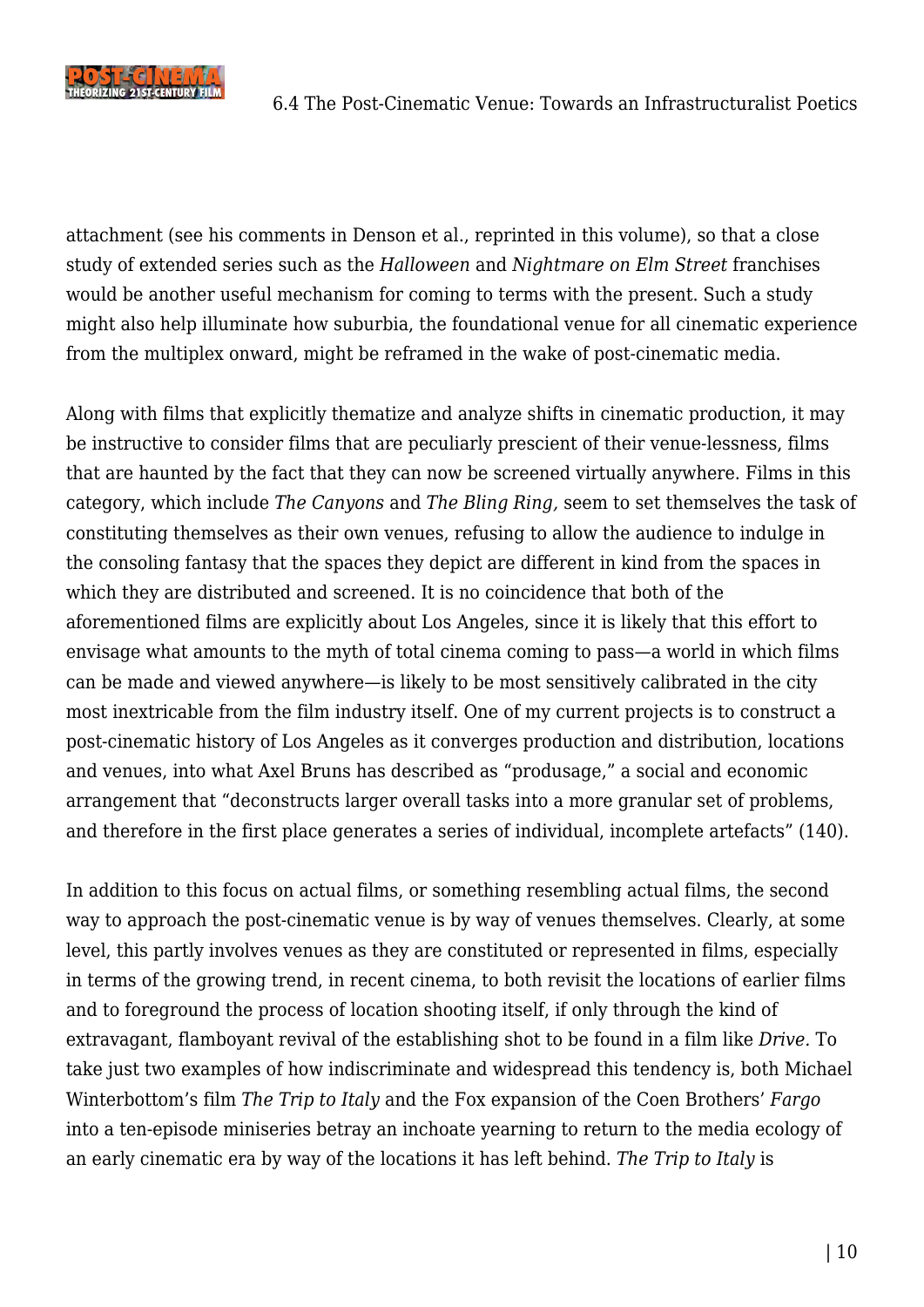attachment (see his comments in Denson et al., reprinted in this volume), so that a close study of extended series such as the *Halloween* and *Nightmare on Elm Street* franchises would be another useful mechanism for coming to terms with the present. Such a study might also help illuminate how suburbia, the foundational venue for all cinematic experience from the multiplex onward, might be reframed in the wake of post-cinematic media.

Along with films that explicitly thematize and analyze shifts in cinematic production, it may be instructive to consider films that are peculiarly prescient of their venue-lessness, films that are haunted by the fact that they can now be screened virtually anywhere. Films in this category, which include *The Canyons* and *The Bling Ring,* seem to set themselves the task of constituting themselves as their own venues, refusing to allow the audience to indulge in the consoling fantasy that the spaces they depict are different in kind from the spaces in which they are distributed and screened. It is no coincidence that both of the aforementioned films are explicitly about Los Angeles, since it is likely that this effort to envisage what amounts to the myth of total cinema coming to pass—a world in which films can be made and viewed anywhere—is likely to be most sensitively calibrated in the city most inextricable from the film industry itself. One of my current projects is to construct a post-cinematic history of Los Angeles as it converges production and distribution, locations and venues, into what Axel Bruns has described as "produsage," a social and economic arrangement that "deconstructs larger overall tasks into a more granular set of problems, and therefore in the first place generates a series of individual, incomplete artefacts" (140).

In addition to this focus on actual films, or something resembling actual films, the second way to approach the post-cinematic venue is by way of venues themselves. Clearly, at some level, this partly involves venues as they are constituted or represented in films, especially in terms of the growing trend, in recent cinema, to both revisit the locations of earlier films and to foreground the process of location shooting itself, if only through the kind of extravagant, flamboyant revival of the establishing shot to be found in a film like *Drive.* To take just two examples of how indiscriminate and widespread this tendency is, both Michael Winterbottom's film *The Trip to Italy* and the Fox expansion of the Coen Brothers' *Fargo* into a ten-episode miniseries betray an inchoate yearning to return to the media ecology of an early cinematic era by way of the locations it has left behind. *The Trip to Italy* is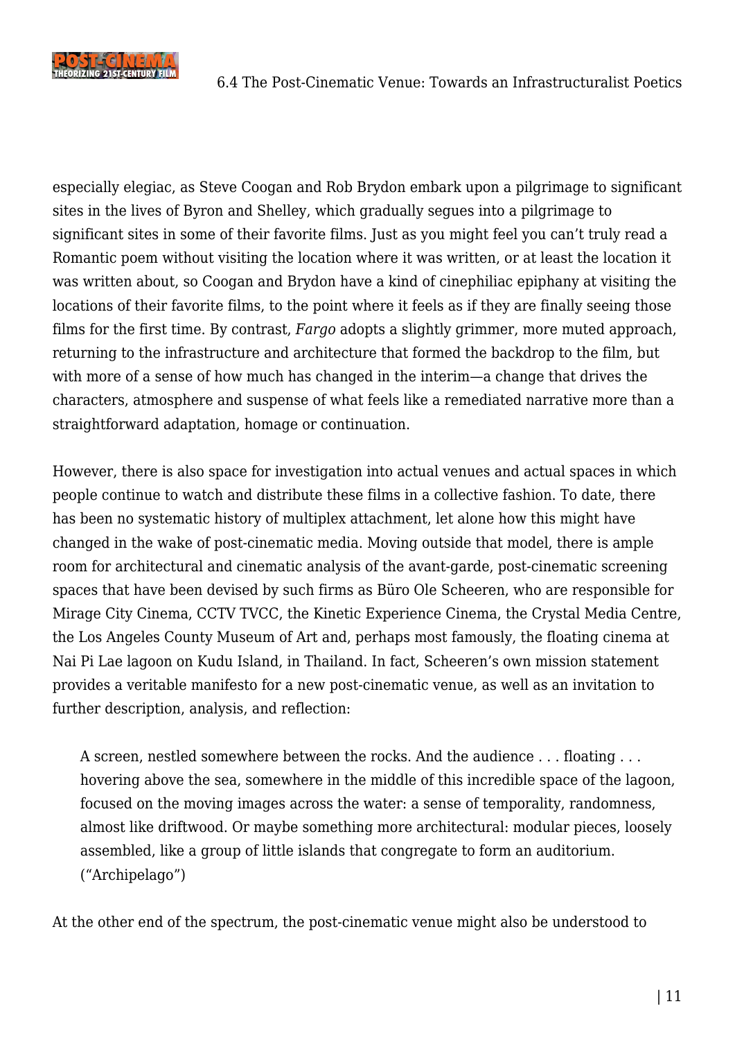especially elegiac, as Steve Coogan and Rob Brydon embark upon a pilgrimage to significant sites in the lives of Byron and Shelley, which gradually segues into a pilgrimage to significant sites in some of their favorite films. Just as you might feel you can't truly read a Romantic poem without visiting the location where it was written, or at least the location it was written about, so Coogan and Brydon have a kind of cinephiliac epiphany at visiting the locations of their favorite films, to the point where it feels as if they are finally seeing those films for the first time. By contrast, *Fargo* adopts a slightly grimmer, more muted approach, returning to the infrastructure and architecture that formed the backdrop to the film, but with more of a sense of how much has changed in the interim—a change that drives the characters, atmosphere and suspense of what feels like a remediated narrative more than a straightforward adaptation, homage or continuation.

However, there is also space for investigation into actual venues and actual spaces in which people continue to watch and distribute these films in a collective fashion. To date, there has been no systematic history of multiplex attachment, let alone how this might have changed in the wake of post-cinematic media. Moving outside that model, there is ample room for architectural and cinematic analysis of the avant-garde, post-cinematic screening spaces that have been devised by such firms as Büro Ole Scheeren, who are responsible for Mirage City Cinema, CCTV TVCC, the Kinetic Experience Cinema, the Crystal Media Centre, the Los Angeles County Museum of Art and, perhaps most famously, the floating cinema at Nai Pi Lae lagoon on Kudu Island, in Thailand. In fact, Scheeren's own mission statement provides a veritable manifesto for a new post-cinematic venue, as well as an invitation to further description, analysis, and reflection:

> A screen, nestled somewhere between the rocks. And the audience . . . floating . . . hovering above the sea, somewhere in the middle of this incredible space of the lagoon, focused on the moving images across the water: a sense of temporality, randomness, almost like driftwood. Or maybe something more architectural: modular pieces, loosely assembled, like a group of little islands that congregate to form an auditorium. ("Archipelago")

At the other end of the spectrum, the post-cinematic venue might also be understood to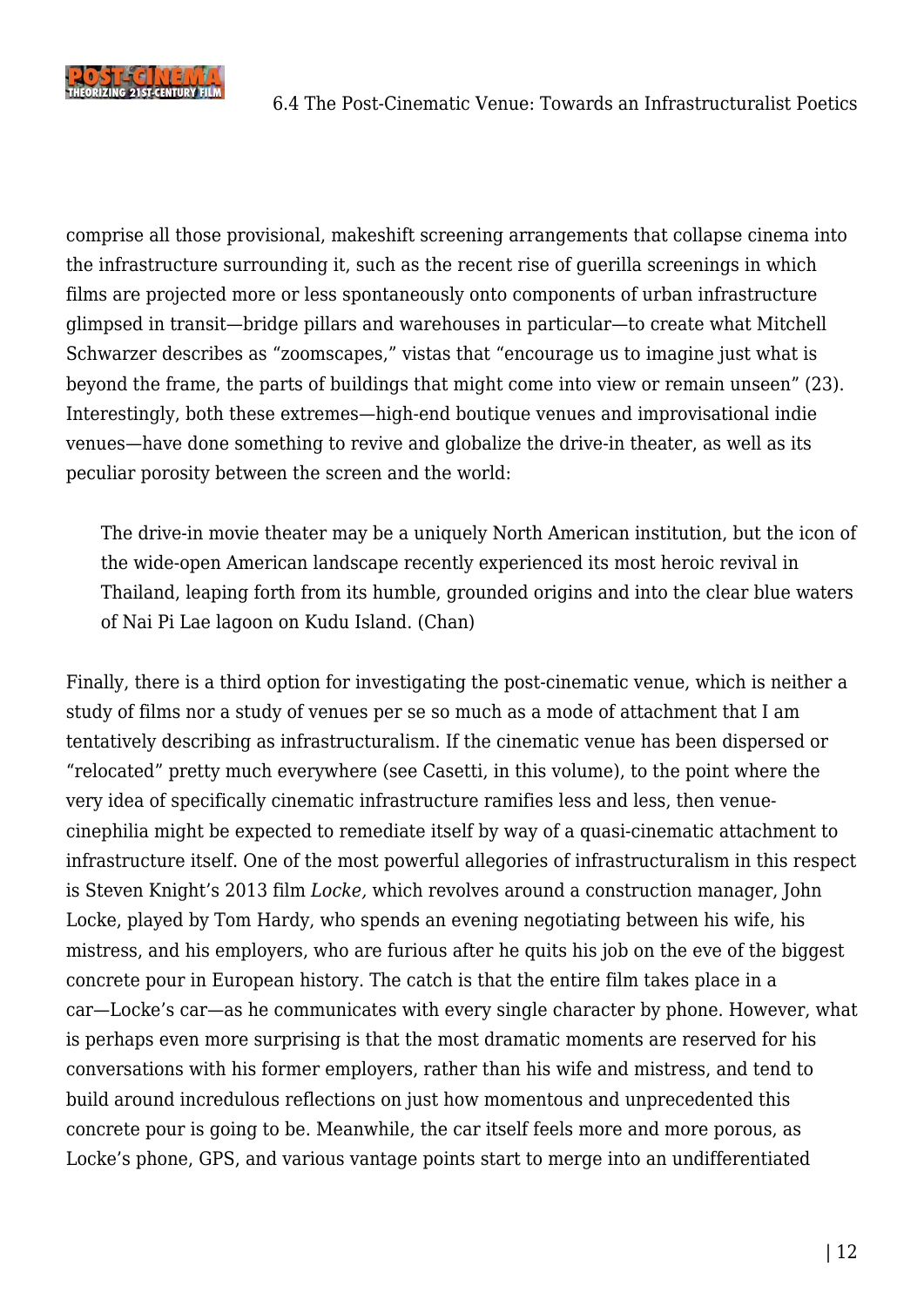comprise all those provisional, makeshift screening arrangements that collapse cinema into the infrastructure surrounding it, such as the recent rise of guerilla screenings in which films are projected more or less spontaneously onto components of urban infrastructure glimpsed in transit—bridge pillars and warehouses in particular—to create what Mitchell Schwarzer describes as "zoomscapes," vistas that "encourage us to imagine just what is beyond the frame, the parts of buildings that might come into view or remain unseen" (23). Interestingly, both these extremes—high-end boutique venues and improvisational indie venues—have done something to revive and globalize the drive-in theater, as well as its peculiar porosity between the screen and the world:

> The drive-in movie theater may be a uniquely North American institution, but the icon of the wide-open American landscape recently experienced its most heroic revival in Thailand, leaping forth from its humble, grounded origins and into the clear blue waters of Nai Pi Lae lagoon on Kudu Island. (Chan)

Finally, there is a third option for investigating the post-cinematic venue, which is neither a study of films nor a study of venues per se so much as a mode of attachment that I am tentatively describing as infrastructuralism. If the cinematic venue has been dispersed or "relocated" pretty much everywhere (see Casetti, in this volume), to the point where the very idea of specifically cinematic infrastructure ramifies less and less, then venue-cinephilia might be expected to remediate itself by way of a quasi-cinematic attachment to infrastructure itself. One of the most powerful allegories of infrastructuralism in this respect is Steven Knight's 2013 film *Locke,* which revolves around a construction manager, John Locke, played by Tom Hardy, who spends an evening negotiating between his wife, his mistress, and his employers, who are furious after he quits his job on the eve of the biggest concrete pour in European history. The catch is that the entire film takes place in a car—Locke's car—as he communicates with every single character by phone. However, what is perhaps even more surprising is that the most dramatic moments are reserved for his conversations with his former employers, rather than his wife and mistress, and tend to build around incredulous reflections on just how momentous and unprecedented this concrete pour is going to be. Meanwhile, the car itself feels more and more porous, as Locke's phone, GPS, and various vantage points start to merge into an undifferentiated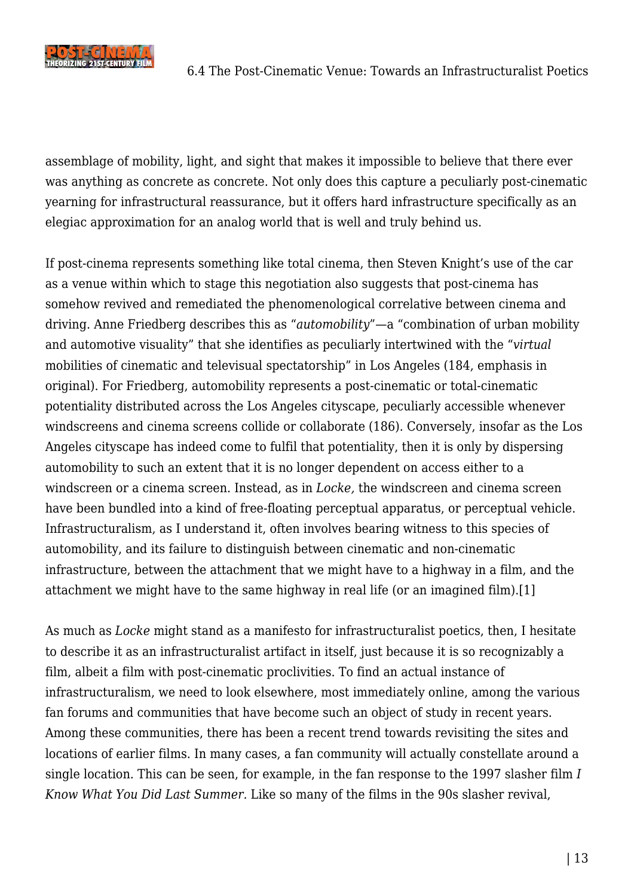assemblage of mobility, light, and sight that makes it impossible to believe that there ever was anything as concrete as concrete. Not only does this capture a peculiarly post-cinematic yearning for infrastructural reassurance, but it offers hard infrastructure specifically as an elegiac approximation for an analog world that is well and truly behind us.

If post-cinema represents something like total cinema, then Steven Knight's use of the car as a venue within which to stage this negotiation also suggests that post-cinema has somehow revived and remediated the phenomenological correlative between cinema and driving. Anne Friedberg describes this as "*automobility*"—a "combination of urban mobility and automotive visuality" that she identifies as peculiarly intertwined with the "*virtual* mobilities of cinematic and televisual spectatorship" in Los Angeles (184, emphasis in original). For Friedberg, automobility represents a post-cinematic or total-cinematic potentiality distributed across the Los Angeles cityscape, peculiarly accessible whenever windscreens and cinema screens collide or collaborate (186). Conversely, insofar as the Los Angeles cityscape has indeed come to fulfil that potentiality, then it is only by dispersing automobility to such an extent that it is no longer dependent on access either to a windscreen or a cinema screen. Instead, as in *Locke,* the windscreen and cinema screen have been bundled into a kind of free-floating perceptual apparatus, or perceptual vehicle. Infrastructuralism, as I understand it, often involves bearing witness to this species of automobility, and its failure to distinguish between cinematic and non-cinematic infrastructure, between the attachment that we might have to a highway in a film, and the attachment we might have to the same highway in real life (or an imagined film).[1]

As much as *Locke* might stand as a manifesto for infrastructuralist poetics, then, I hesitate to describe it as an infrastructuralist artifact in itself, just because it is so recognizably a film, albeit a film with post-cinematic proclivities. To find an actual instance of infrastructuralism, we need to look elsewhere, most immediately online, among the various fan forums and communities that have become such an object of study in recent years. Among these communities, there has been a recent trend towards revisiting the sites and locations of earlier films. In many cases, a fan community will actually constellate around a single location. This can be seen, for example, in the fan response to the 1997 slasher film *I Know What You Did Last Summer.* Like so many of the films in the 90s slasher revival,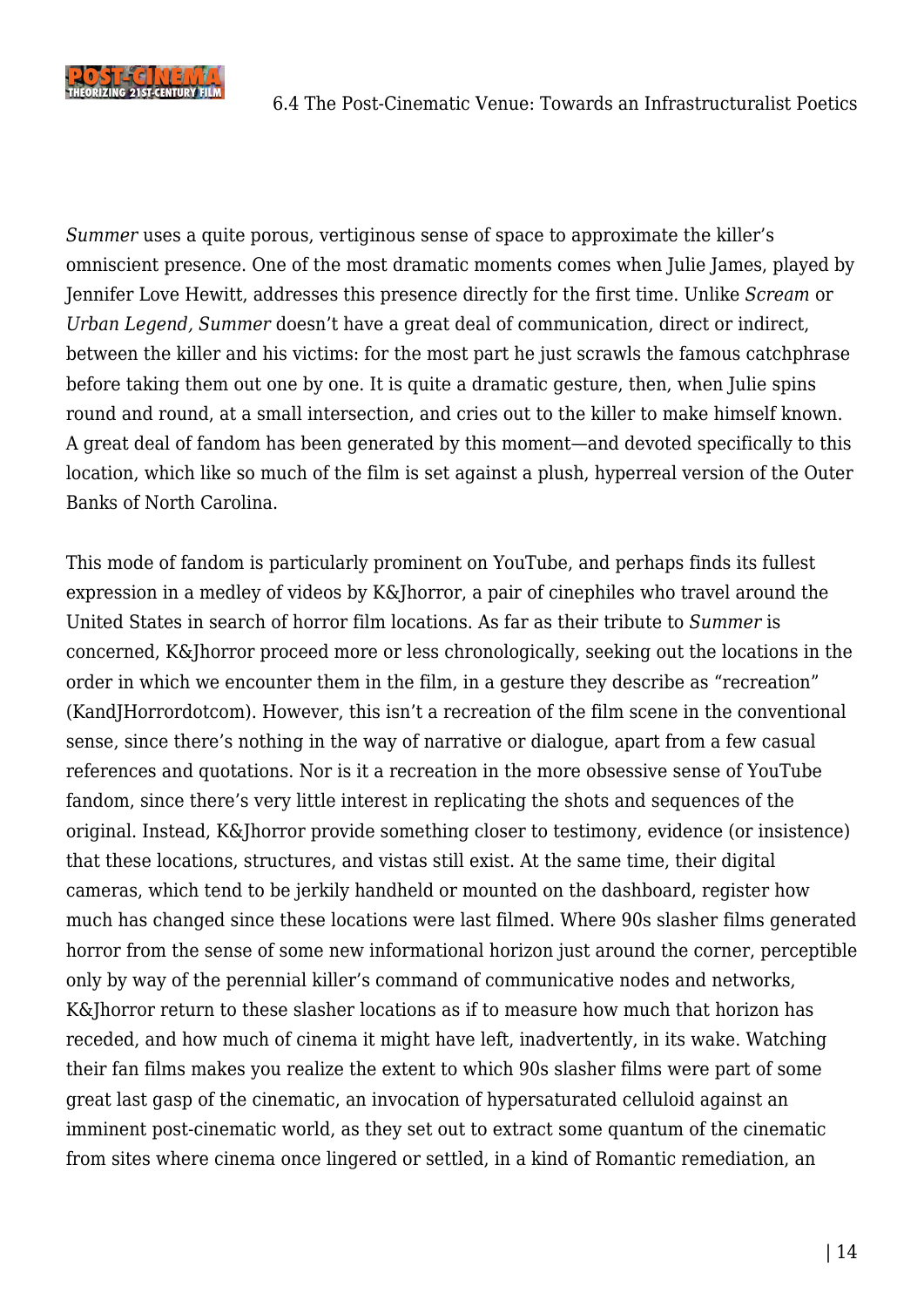*Summer* uses a quite porous, vertiginous sense of space to approximate the killer's omniscient presence. One of the most dramatic moments comes when Julie James, played by Jennifer Love Hewitt, addresses this presence directly for the first time. Unlike *Scream* or *Urban Legend, Summer* doesn't have a great deal of communication, direct or indirect, between the killer and his victims: for the most part he just scrawls the famous catchphrase before taking them out one by one. It is quite a dramatic gesture, then, when Julie spins round and round, at a small intersection, and cries out to the killer to make himself known. A great deal of fandom has been generated by this moment—and devoted specifically to this location, which like so much of the film is set against a plush, hyperreal version of the Outer Banks of North Carolina.

This mode of fandom is particularly prominent on YouTube, and perhaps finds its fullest expression in a medley of videos by K&Jhorror, a pair of cinephiles who travel around the United States in search of horror film locations. As far as their tribute to *Summer* is concerned, K&Jhorror proceed more or less chronologically, seeking out the locations in the order in which we encounter them in the film, in a gesture they describe as "recreation" (KandJHorrordotcom). However, this isn't a recreation of the film scene in the conventional sense, since there's nothing in the way of narrative or dialogue, apart from a few casual references and quotations. Nor is it a recreation in the more obsessive sense of YouTube fandom, since there's very little interest in replicating the shots and sequences of the original. Instead, K&Jhorror provide something closer to testimony, evidence (or insistence) that these locations, structures, and vistas still exist. At the same time, their digital cameras, which tend to be jerkily handheld or mounted on the dashboard, register how much has changed since these locations were last filmed. Where 90s slasher films generated horror from the sense of some new informational horizon just around the corner, perceptible only by way of the perennial killer's command of communicative nodes and networks, K&Jhorror return to these slasher locations as if to measure how much that horizon has receded, and how much of cinema it might have left, inadvertently, in its wake. Watching their fan films makes you realize the extent to which 90s slasher films were part of some great last gasp of the cinematic, an invocation of hypersaturated celluloid against an imminent post-cinematic world, as they set out to extract some quantum of the cinematic from sites where cinema once lingered or settled, in a kind of Romantic remediation, an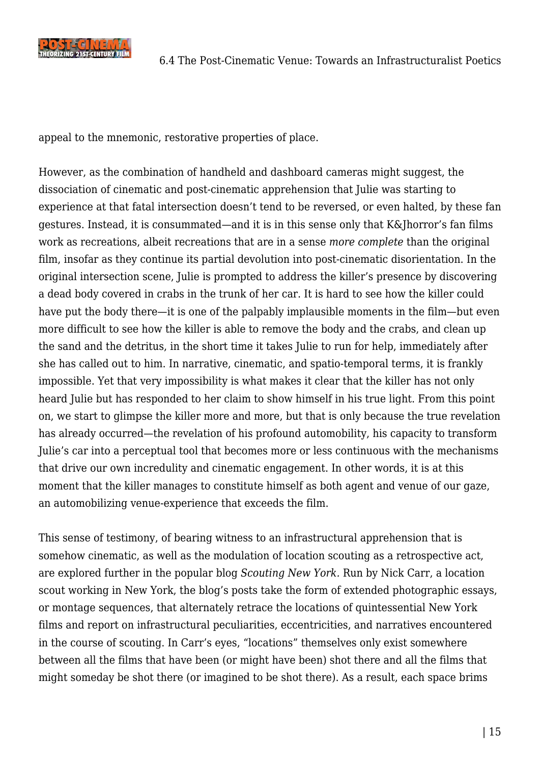appeal to the mnemonic, restorative properties of place.

However, as the combination of handheld and dashboard cameras might suggest, the dissociation of cinematic and post-cinematic apprehension that Julie was starting to experience at that fatal intersection doesn't tend to be reversed, or even halted, by these fan gestures. Instead, it is consummated—and it is in this sense only that K&Jhorror's fan films work as recreations, albeit recreations that are in a sense *more complete* than the original film, insofar as they continue its partial devolution into post-cinematic disorientation. In the original intersection scene, Julie is prompted to address the killer's presence by discovering a dead body covered in crabs in the trunk of her car. It is hard to see how the killer could have put the body there—it is one of the palpably implausible moments in the film—but even more difficult to see how the killer is able to remove the body and the crabs, and clean up the sand and the detritus, in the short time it takes Julie to run for help, immediately after she has called out to him. In narrative, cinematic, and spatio-temporal terms, it is frankly impossible. Yet that very impossibility is what makes it clear that the killer has not only heard Julie but has responded to her claim to show himself in his true light. From this point on, we start to glimpse the killer more and more, but that is only because the true revelation has already occurred—the revelation of his profound automobility, his capacity to transform Julie's car into a perceptual tool that becomes more or less continuous with the mechanisms that drive our own incredulity and cinematic engagement. In other words, it is at this moment that the killer manages to constitute himself as both agent and venue of our gaze, an automobilizing venue-experience that exceeds the film.

This sense of testimony, of bearing witness to an infrastructural apprehension that is somehow cinematic, as well as the modulation of location scouting as a retrospective act, are explored further in the popular blog *Scouting New York*. Run by Nick Carr, a location scout working in New York, the blog's posts take the form of extended photographic essays, or montage sequences, that alternately retrace the locations of quintessential New York films and report on infrastructural peculiarities, eccentricities, and narratives encountered in the course of scouting. In Carr's eyes, "locations" themselves only exist somewhere between all the films that have been (or might have been) shot there and all the films that might someday be shot there (or imagined to be shot there). As a result, each space brims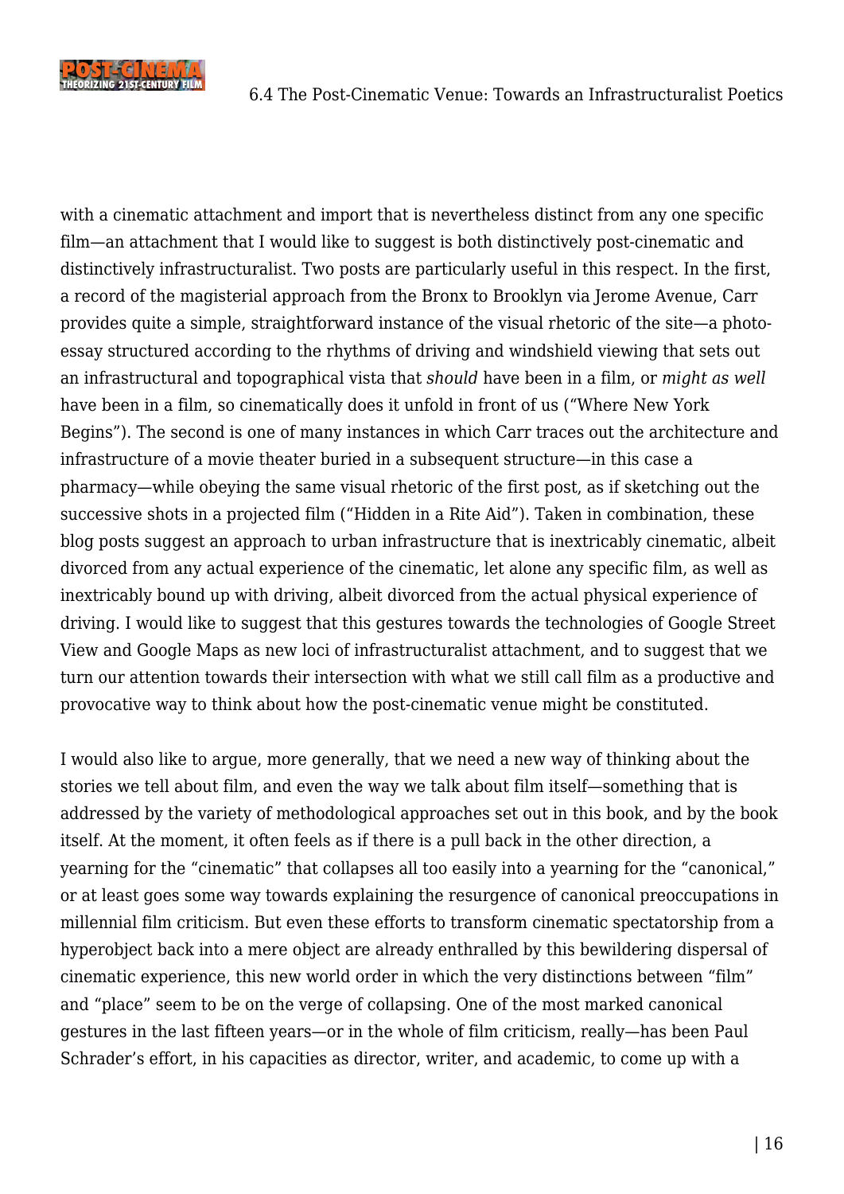with a cinematic attachment and import that is nevertheless distinct from any one specific film—an attachment that I would like to suggest is both distinctively post-cinematic and distinctively infrastructuralist. Two posts are particularly useful in this respect. In the first, a record of the magisterial approach from the Bronx to Brooklyn via Jerome Avenue, Carr provides quite a simple, straightforward instance of the visual rhetoric of the site—a photo-essay structured according to the rhythms of driving and windshield viewing that sets out an infrastructural and topographical vista that *should* have been in a film, or *might as well* have been in a film, so cinematically does it unfold in front of us ("Where New York Begins"). The second is one of many instances in which Carr traces out the architecture and infrastructure of a movie theater buried in a subsequent structure—in this case a pharmacy—while obeying the same visual rhetoric of the first post, as if sketching out the successive shots in a projected film ("Hidden in a Rite Aid"). Taken in combination, these blog posts suggest an approach to urban infrastructure that is inextricably cinematic, albeit divorced from any actual experience of the cinematic, let alone any specific film, as well as inextricably bound up with driving, albeit divorced from the actual physical experience of driving. I would like to suggest that this gestures towards the technologies of Google Street View and Google Maps as new loci of infrastructuralist attachment, and to suggest that we turn our attention towards their intersection with what we still call film as a productive and provocative way to think about how the post-cinematic venue might be constituted.

I would also like to argue, more generally, that we need a new way of thinking about the stories we tell about film, and even the way we talk about film itself—something that is addressed by the variety of methodological approaches set out in this book, and by the book itself. At the moment, it often feels as if there is a pull back in the other direction, a yearning for the "cinematic" that collapses all too easily into a yearning for the "canonical," or at least goes some way towards explaining the resurgence of canonical preoccupations in millennial film criticism. But even these efforts to transform cinematic spectatorship from a hyperobject back into a mere object are already enthralled by this bewildering dispersal of cinematic experience, this new world order in which the very distinctions between "film" and "place" seem to be on the verge of collapsing. One of the most marked canonical gestures in the last fifteen years—or in the whole of film criticism, really—has been Paul Schrader's effort, in his capacities as director, writer, and academic, to come up with a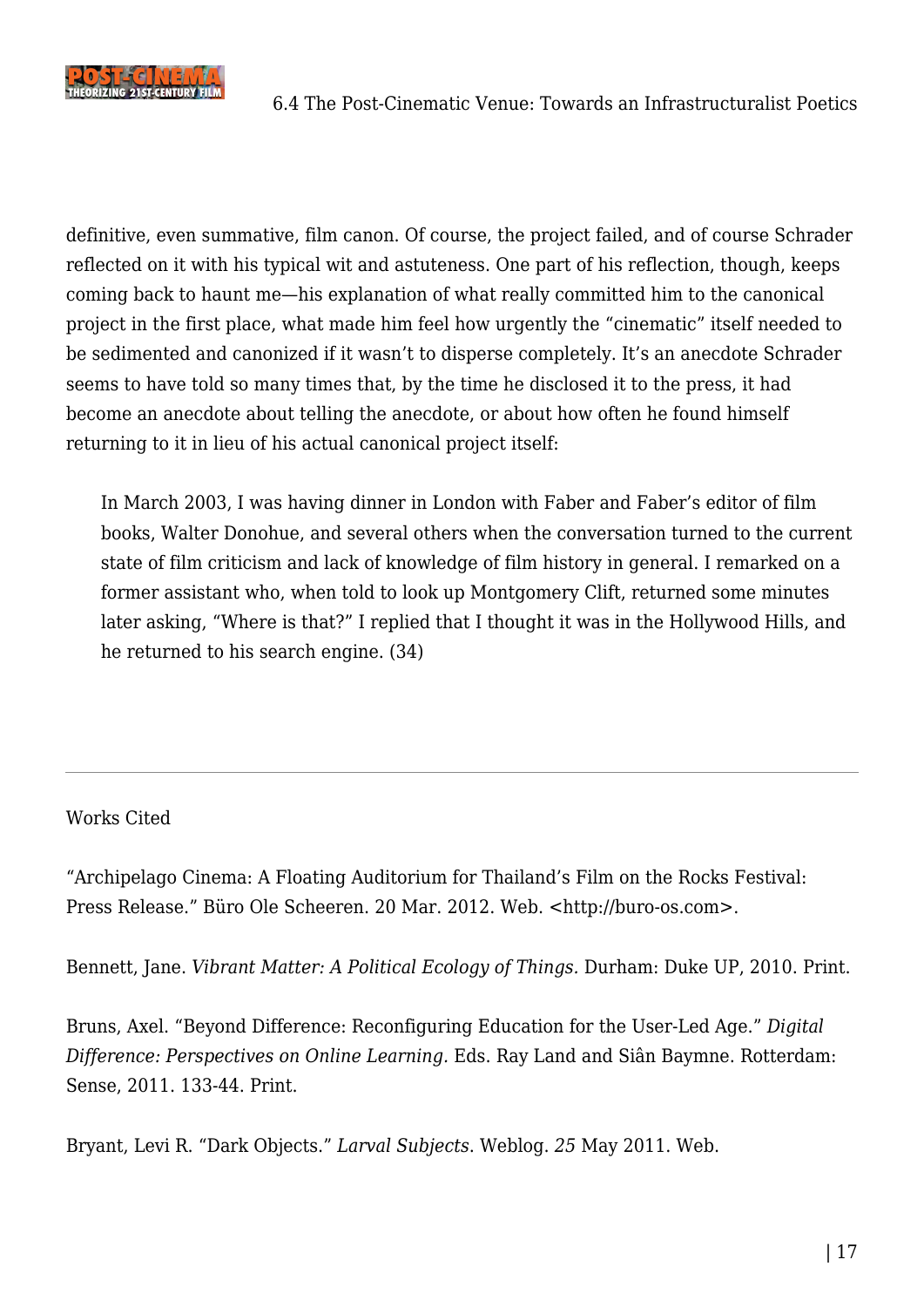definitive, even summative, film canon. Of course, the project failed, and of course Schrader reflected on it with his typical wit and astuteness. One part of his reflection, though, keeps coming back to haunt me—his explanation of what really committed him to the canonical project in the first place, what made him feel how urgently the "cinematic" itself needed to be sedimented and canonized if it wasn't to disperse completely. It's an anecdote Schrader seems to have told so many times that, by the time he disclosed it to the press, it had become an anecdote about telling the anecdote, or about how often he found himself returning to it in lieu of his actual canonical project itself:

> In March 2003, I was having dinner in London with Faber and Faber's editor of film books, Walter Donohue, and several others when the conversation turned to the current state of film criticism and lack of knowledge of film history in general. I remarked on a former assistant who, when told to look up Montgomery Clift, returned some minutes later asking, "Where is that?" I replied that I thought it was in the Hollywood Hills, and he returned to his search engine. (34)

---

Works Cited

"Archipelago Cinema: A Floating Auditorium for Thailand's Film on the Rocks Festival: Press Release." Büro Ole Scheeren. 20 Mar. 2012. Web. <http://buro-os.com>.

Bennett, Jane. *Vibrant Matter: A Political Ecology of Things.* Durham: Duke UP, 2010. Print.

Bruns, Axel. "Beyond Difference: Reconfiguring Education for the User-Led Age." *Digital Difference: Perspectives on Online Learning.* Eds. Ray Land and Siân Baymne. Rotterdam: Sense, 2011. 133-44. Print.

Bryant, Levi R. "Dark Objects." *Larval Subjects*. Weblog. *25* May 2011. Web.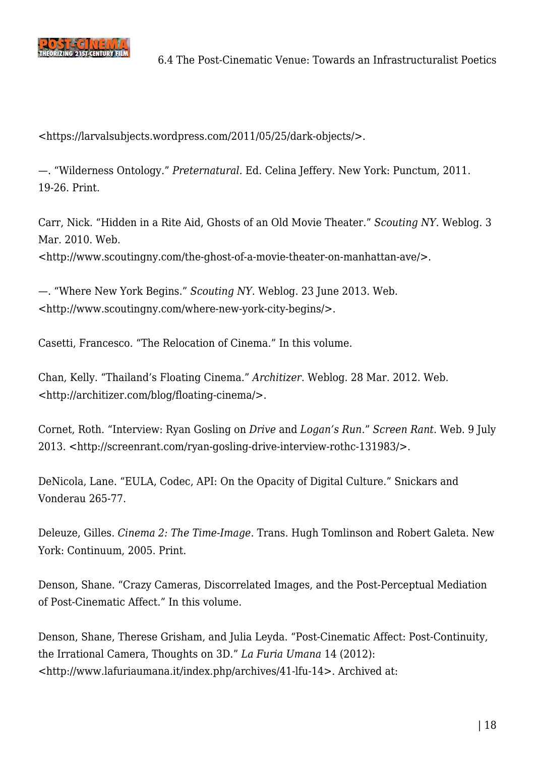<https://larvalsubjects.wordpress.com/2011/05/25/dark-objects/>.

—. "Wilderness Ontology." *Preternatural.* Ed. Celina Jeffery. New York: Punctum, 2011. 19-26. Print.

Carr, Nick. "Hidden in a Rite Aid, Ghosts of an Old Movie Theater." *Scouting NY*. Weblog. 3 Mar. 2010. Web. <http://www.scoutingny.com/the-ghost-of-a-movie-theater-on-manhattan-ave/>.

—. "Where New York Begins." *Scouting NY.* Weblog. 23 June 2013. Web. <http://www.scoutingny.com/where-new-york-city-begins/>.

Casetti, Francesco. "The Relocation of Cinema." In this volume.

Chan, Kelly. "Thailand's Floating Cinema." *Architizer*. Weblog. 28 Mar. 2012. Web. <http://architizer.com/blog/floating-cinema/>.

Cornet, Roth. "Interview: Ryan Gosling on *Drive* and *Logan's Run*." *Screen Rant*. Web. 9 July 2013. <http://screenrant.com/ryan-gosling-drive-interview-rothc-131983/>.

DeNicola, Lane. "EULA, Codec, API: On the Opacity of Digital Culture." Snickars and Vonderau 265-77.

Deleuze, Gilles. *Cinema 2: The Time-Image*. Trans. Hugh Tomlinson and Robert Galeta. New York: Continuum, 2005. Print.

Denson, Shane. "Crazy Cameras, Discorrelated Images, and the Post-Perceptual Mediation of Post-Cinematic Affect." In this volume.

Denson, Shane, Therese Grisham, and Julia Leyda. "Post-Cinematic Affect: Post-Continuity, the Irrational Camera, Thoughts on 3D." *La Furia Umana* 14 (2012): <http://www.lafuriaumana.it/index.php/archives/41-lfu-14>. Archived at: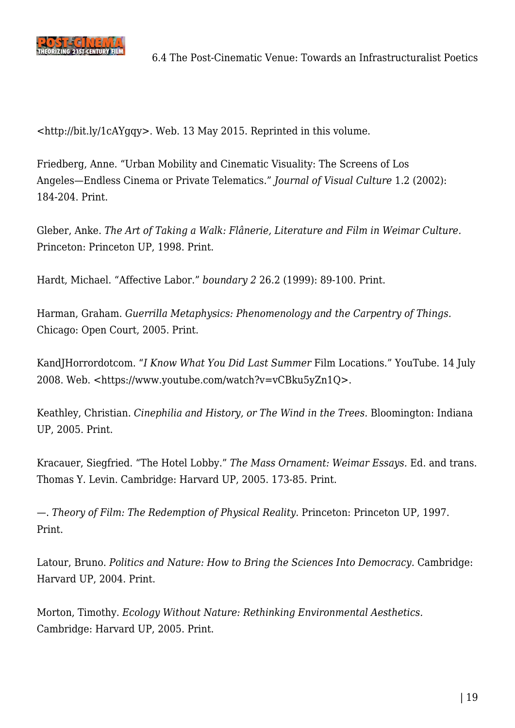<http://bit.ly/1cAYgqy>. Web. 13 May 2015. Reprinted in this volume.

Friedberg, Anne. “Urban Mobility and Cinematic Visuality: The Screens of Los Angeles—Endless Cinema or Private Telematics.” *Journal of Visual Culture* 1.2 (2002): 184-204. Print.

Gleber, Anke. *The Art of Taking a Walk: Flânerie, Literature and Film in Weimar Culture.* Princeton: Princeton UP, 1998. Print.

Hardt, Michael. “Affective Labor.” *boundary 2* 26.2 (1999): 89-100. Print.

Harman, Graham. *Guerrilla Metaphysics: Phenomenology and the Carpentry of Things.* Chicago: Open Court, 2005. Print.

KandJHorrordotcom. “*I Know What You Did Last Summer* Film Locations.” YouTube. 14 July 2008. Web. <https://www.youtube.com/watch?v=vCBku5yZn1Q>.

Keathley, Christian. *Cinephilia and History, or The Wind in the Trees.* Bloomington: Indiana UP, 2005. Print.

Kracauer, Siegfried. “The Hotel Lobby.” *The Mass Ornament: Weimar Essays.* Ed. and trans. Thomas Y. Levin. Cambridge: Harvard UP, 2005. 173-85. Print.

—. *Theory of Film: The Redemption of Physical Reality.* Princeton: Princeton UP, 1997. Print.

Latour, Bruno. *Politics and Nature: How to Bring the Sciences Into Democracy.* Cambridge: Harvard UP, 2004. Print.

Morton, Timothy. *Ecology Without Nature: Rethinking Environmental Aesthetics.* Cambridge: Harvard UP, 2005. Print.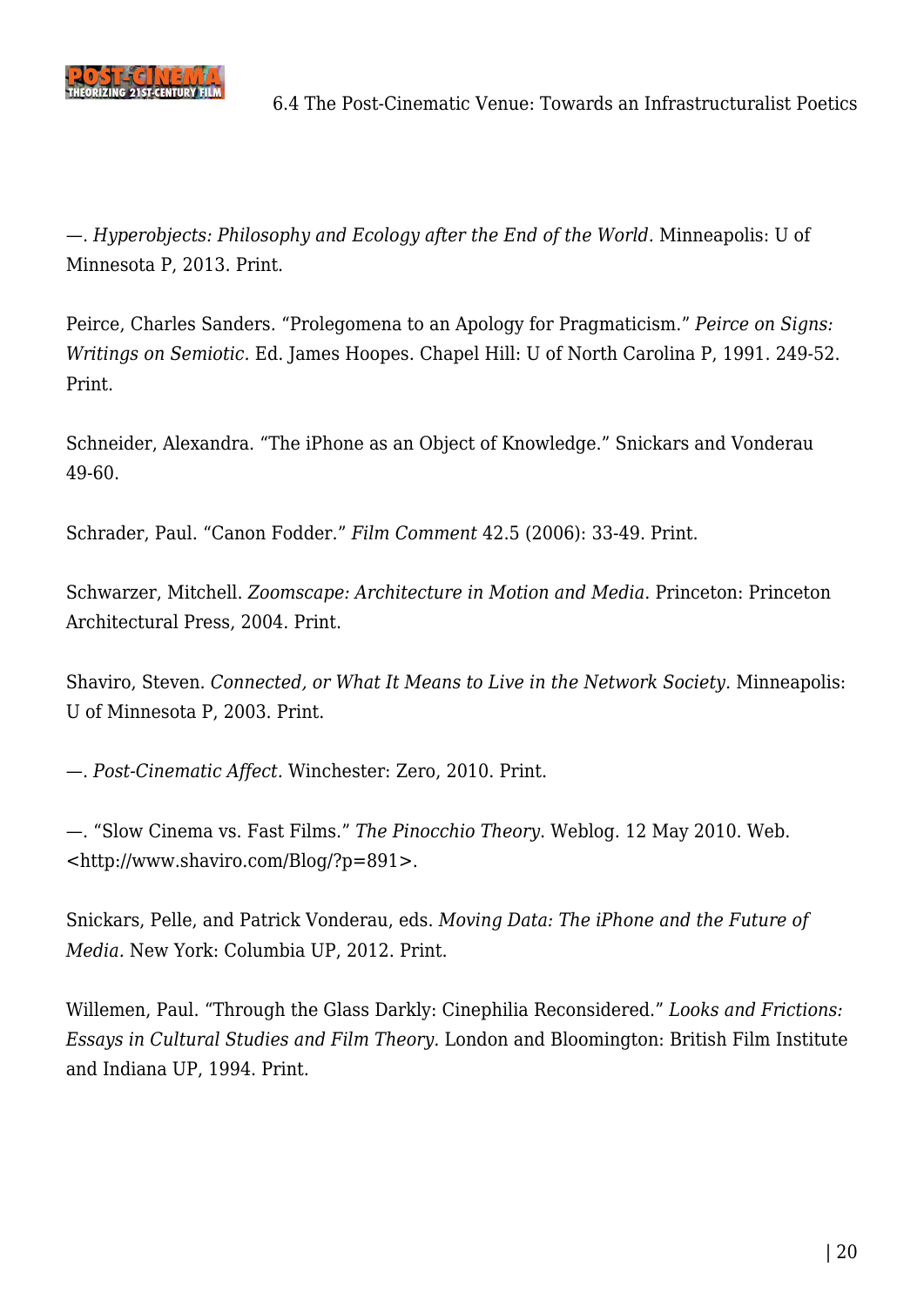—. *Hyperobjects: Philosophy and Ecology after the End of the World*. Minneapolis: U of Minnesota P, 2013. Print.

Peirce, Charles Sanders. "Prolegomena to an Apology for Pragmaticism." *Peirce on Signs: Writings on Semiotic*. Ed. James Hoopes. Chapel Hill: U of North Carolina P, 1991. 249-52. Print.

Schneider, Alexandra. "The iPhone as an Object of Knowledge." Snickars and Vonderau 49-60.

Schrader, Paul. "Canon Fodder." *Film Comment* 42.5 (2006): 33-49. Print.

Schwarzer, Mitchell. *Zoomscape: Architecture in Motion and Media*. Princeton: Princeton Architectural Press, 2004. Print.

Shaviro, Steven. *Connected, or What It Means to Live in the Network Society*. Minneapolis: U of Minnesota P, 2003. Print.

—. *Post-Cinematic Affect*. Winchester: Zero, 2010. Print.

—. "Slow Cinema vs. Fast Films." *The Pinocchio Theory*. Weblog. 12 May 2010. Web. <http://www.shaviro.com/Blog/?p=891>.

Snickars, Pelle, and Patrick Vonderau, eds. *Moving Data: The iPhone and the Future of Media*. New York: Columbia UP, 2012. Print.

Willemen, Paul. "Through the Glass Darkly: Cinephilia Reconsidered." *Looks and Frictions: Essays in Cultural Studies and Film Theory*. London and Bloomington: British Film Institute and Indiana UP, 1994. Print.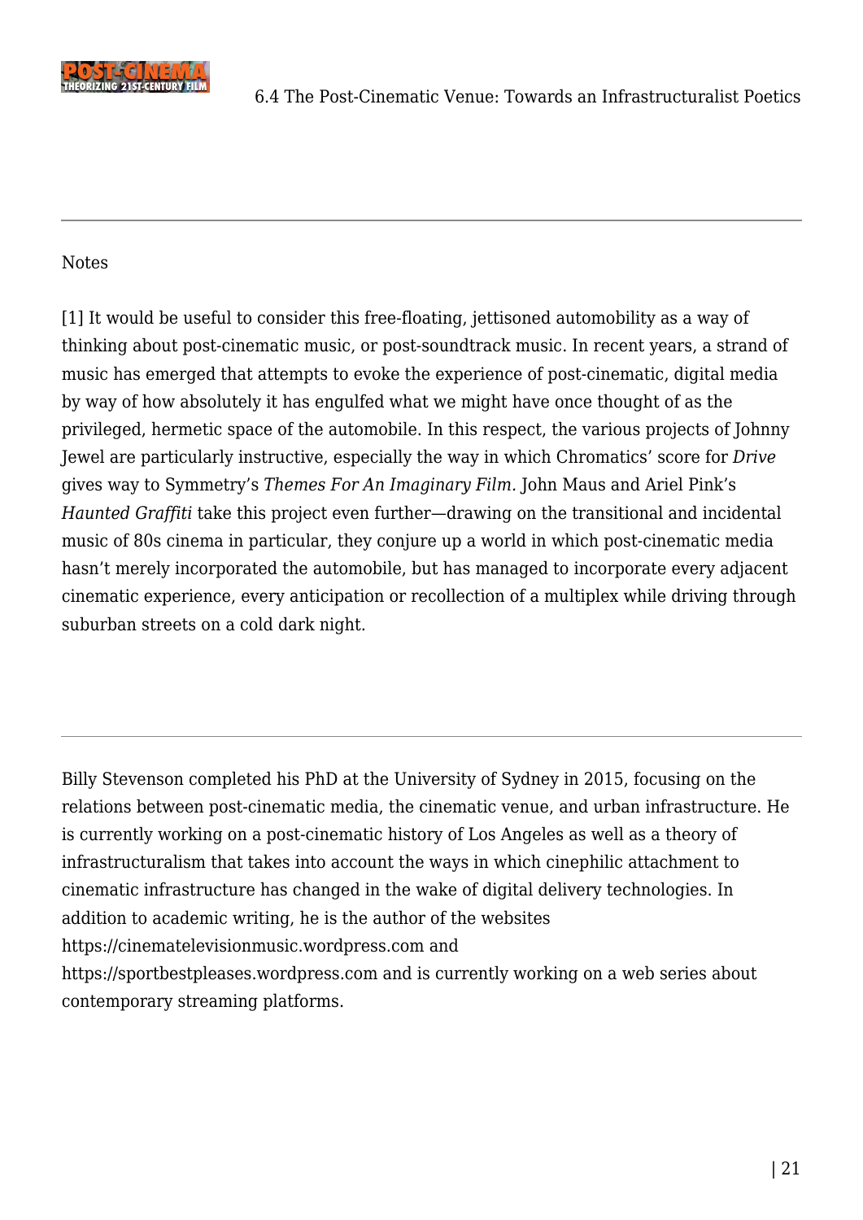Notes

[1] It would be useful to consider this free-floating, jettisoned automobility as a way of thinking about post-cinematic music, or post-soundtrack music. In recent years, a strand of music has emerged that attempts to evoke the experience of post-cinematic, digital media by way of how absolutely it has engulfed what we might have once thought of as the privileged, hermetic space of the automobile. In this respect, the various projects of Johnny Jewel are particularly instructive, especially the way in which Chromatics' score for *Drive* gives way to Symmetry's *Themes For An Imaginary Film*. John Maus and Ariel Pink's *Haunted Graffiti* take this project even further—drawing on the transitional and incidental music of 80s cinema in particular, they conjure up a world in which post-cinematic media hasn't merely incorporated the automobile, but has managed to incorporate every adjacent cinematic experience, every anticipation or recollection of a multiplex while driving through suburban streets on a cold dark night.

---

Billy Stevenson completed his PhD at the University of Sydney in 2015, focusing on the relations between post-cinematic media, the cinematic venue, and urban infrastructure. He is currently working on a post-cinematic history of Los Angeles as well as a theory of infrastructuralism that takes into account the ways in which cinephilic attachment to cinematic infrastructure has changed in the wake of digital delivery technologies. In addition to academic writing, he is the author of the websites https://cinematelevisionmusic.wordpress.com and https://sportbestpleases.wordpress.com and is currently working on a web series about contemporary streaming platforms.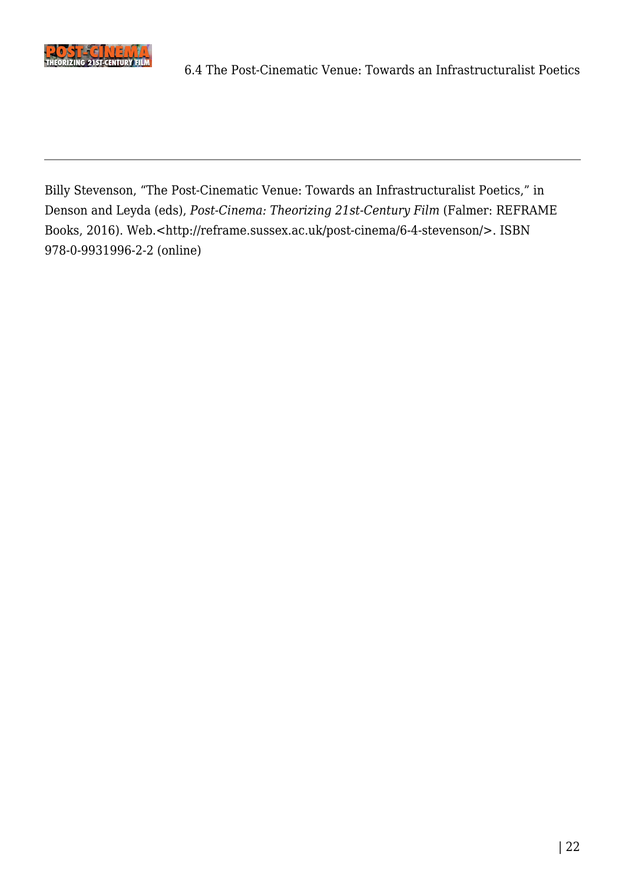Billy Stevenson, "The Post-Cinematic Venue: Towards an Infrastructuralist Poetics," in Denson and Leyda (eds), *Post-Cinema: Theorizing 21st-Century Film* (Falmer: REFRAME Books, 2016). Web.<http://reframe.sussex.ac.uk/post-cinema/6-4-stevenson/>. ISBN 978-0-9931996-2-2 (online)